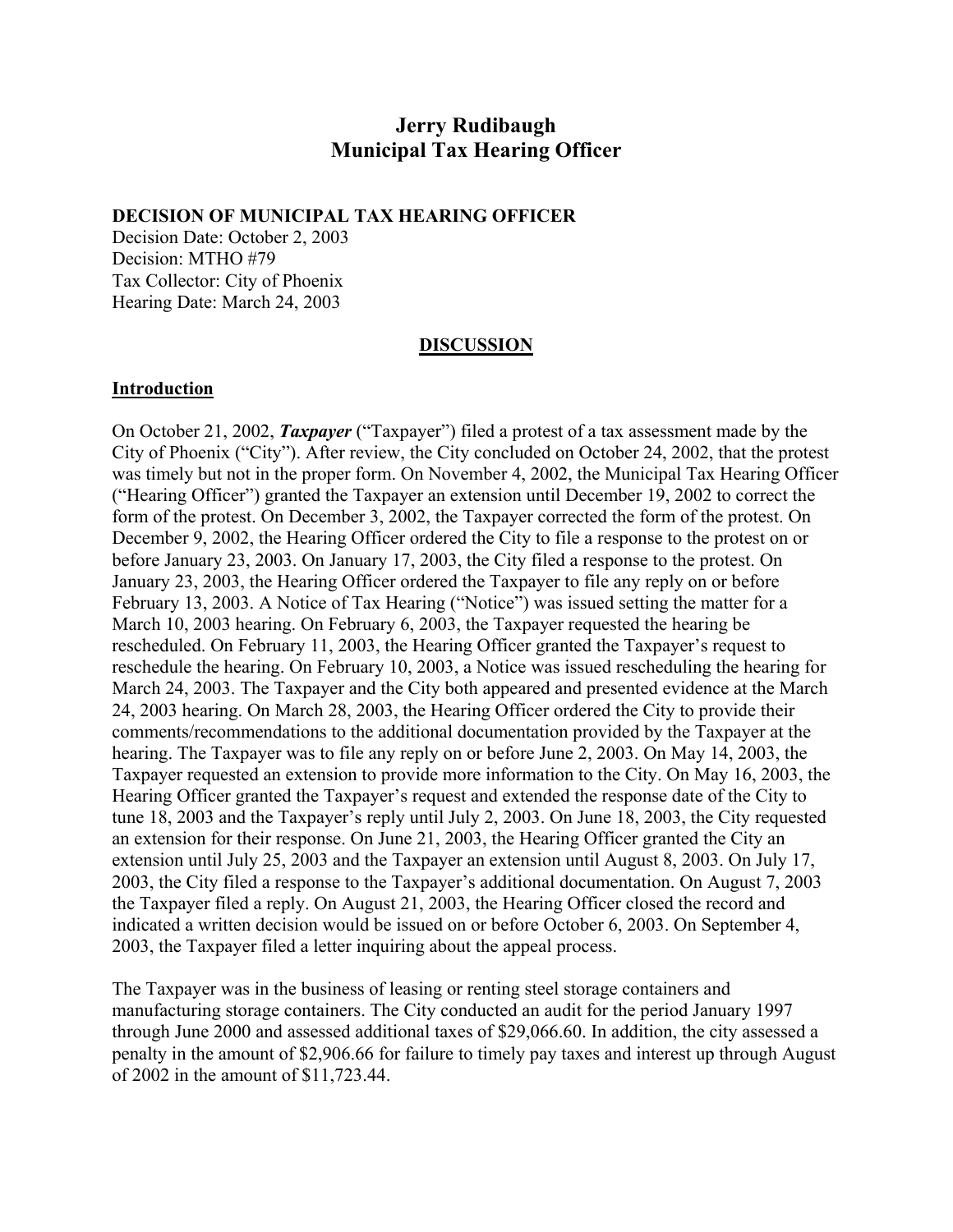# Jerry Rudibaugh
# Municipal Tax Hearing Officer

**DECISION OF MUNICIPAL TAX HEARING OFFICER**
Decision Date: October 2, 2003
Decision: MTHO #79
Tax Collector: City of Phoenix
Hearing Date: March 24, 2003

## DISCUSSION

### Introduction

On October 21, 2002, ***Taxpayer*** ("Taxpayer") filed a protest of a tax assessment made by the City of Phoenix ("City"). After review, the City concluded on October 24, 2002, that the protest was timely but not in the proper form. On November 4, 2002, the Municipal Tax Hearing Officer ("Hearing Officer") granted the Taxpayer an extension until December 19, 2002 to correct the form of the protest. On December 3, 2002, the Taxpayer corrected the form of the protest. On December 9, 2002, the Hearing Officer ordered the City to file a response to the protest on or before January 23, 2003. On January 17, 2003, the City filed a response to the protest. On January 23, 2003, the Hearing Officer ordered the Taxpayer to file any reply on or before February 13, 2003. A Notice of Tax Hearing ("Notice") was issued setting the matter for a March 10, 2003 hearing. On February 6, 2003, the Taxpayer requested the hearing be rescheduled. On February 11, 2003, the Hearing Officer granted the Taxpayer's request to reschedule the hearing. On February 10, 2003, a Notice was issued rescheduling the hearing for March 24, 2003. The Taxpayer and the City both appeared and presented evidence at the March 24, 2003 hearing. On March 28, 2003, the Hearing Officer ordered the City to provide their comments/recommendations to the additional documentation provided by the Taxpayer at the hearing. The Taxpayer was to file any reply on or before June 2, 2003. On May 14, 2003, the Taxpayer requested an extension to provide more information to the City. On May 16, 2003, the Hearing Officer granted the Taxpayer's request and extended the response date of the City to tune 18, 2003 and the Taxpayer's reply until July 2, 2003. On June 18, 2003, the City requested an extension for their response. On June 21, 2003, the Hearing Officer granted the City an extension until July 25, 2003 and the Taxpayer an extension until August 8, 2003. On July 17, 2003, the City filed a response to the Taxpayer's additional documentation. On August 7, 2003 the Taxpayer filed a reply. On August 21, 2003, the Hearing Officer closed the record and indicated a written decision would be issued on or before October 6, 2003. On September 4, 2003, the Taxpayer filed a letter inquiring about the appeal process.

The Taxpayer was in the business of leasing or renting steel storage containers and manufacturing storage containers. The City conducted an audit for the period January 1997 through June 2000 and assessed additional taxes of $29,066.60. In addition, the city assessed a penalty in the amount of $2,906.66 for failure to timely pay taxes and interest up through August of 2002 in the amount of $11,723.44.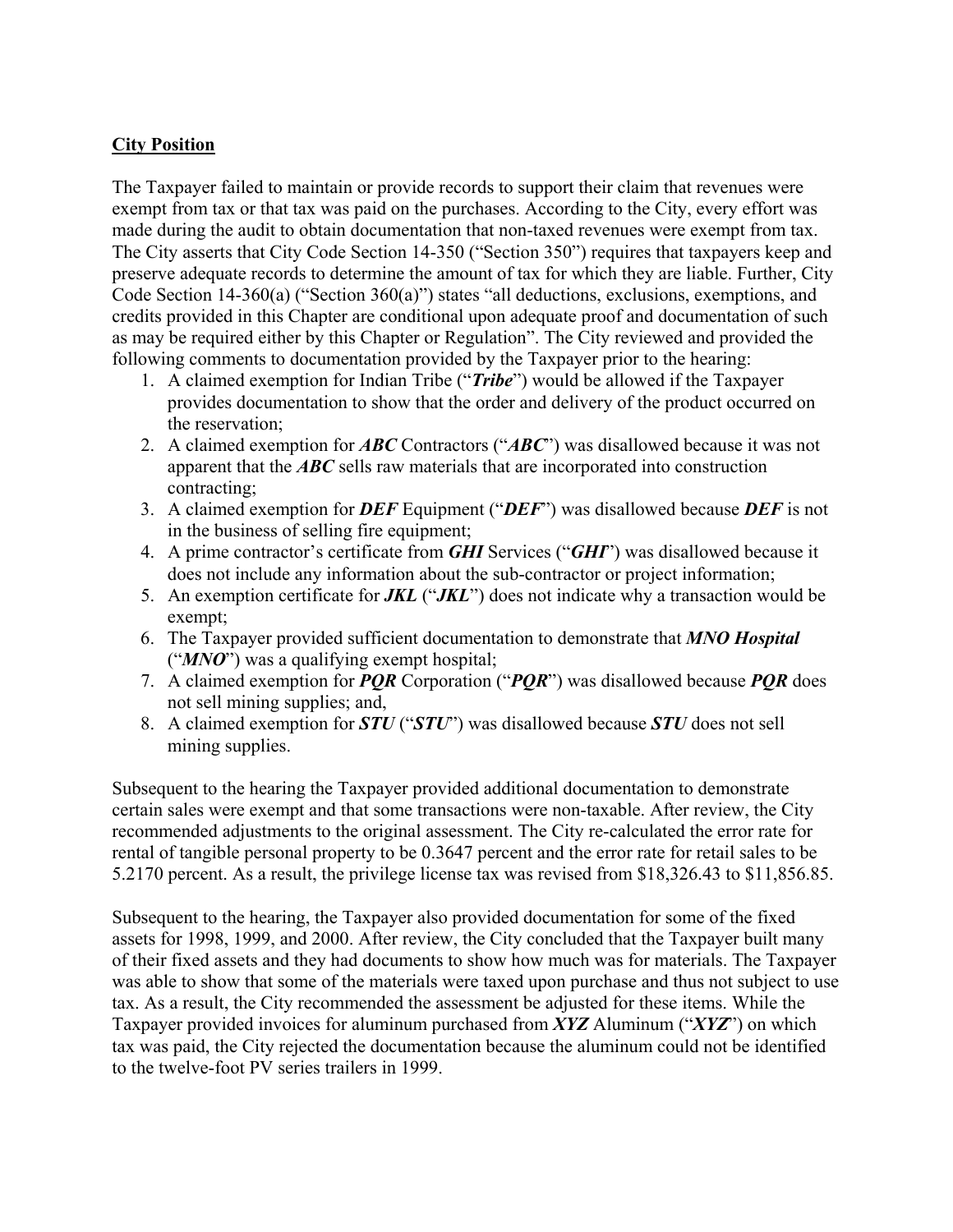**City Position**

The Taxpayer failed to maintain or provide records to support their claim that revenues were exempt from tax or that tax was paid on the purchases. According to the City, every effort was made during the audit to obtain documentation that non-taxed revenues were exempt from tax. The City asserts that City Code Section 14-350 ("Section 350") requires that taxpayers keep and preserve adequate records to determine the amount of tax for which they are liable. Further, City Code Section 14-360(a) ("Section 360(a)") states "all deductions, exclusions, exemptions, and credits provided in this Chapter are conditional upon adequate proof and documentation of such as may be required either by this Chapter or Regulation". The City reviewed and provided the following comments to documentation provided by the Taxpayer prior to the hearing:

1. A claimed exemption for Indian Tribe ("***Tribe***") would be allowed if the Taxpayer provides documentation to show that the order and delivery of the product occurred on the reservation;
2. A claimed exemption for ***ABC*** Contractors ("***ABC***") was disallowed because it was not apparent that the ***ABC*** sells raw materials that are incorporated into construction contracting;
3. A claimed exemption for ***DEF*** Equipment ("***DEF***") was disallowed because ***DEF*** is not in the business of selling fire equipment;
4. A prime contractor's certificate from ***GHI*** Services ("***GHI***") was disallowed because it does not include any information about the sub-contractor or project information;
5. An exemption certificate for ***JKL*** ("***JKL***") does not indicate why a transaction would be exempt;
6. The Taxpayer provided sufficient documentation to demonstrate that ***MNO Hospital*** ("***MNO***") was a qualifying exempt hospital;
7. A claimed exemption for ***PQR*** Corporation ("***PQR***") was disallowed because ***PQR*** does not sell mining supplies; and,
8. A claimed exemption for ***STU*** ("***STU***") was disallowed because ***STU*** does not sell mining supplies.

Subsequent to the hearing the Taxpayer provided additional documentation to demonstrate certain sales were exempt and that some transactions were non-taxable. After review, the City recommended adjustments to the original assessment. The City re-calculated the error rate for rental of tangible personal property to be 0.3647 percent and the error rate for retail sales to be 5.2170 percent. As a result, the privilege license tax was revised from $18,326.43 to $11,856.85.

Subsequent to the hearing, the Taxpayer also provided documentation for some of the fixed assets for 1998, 1999, and 2000. After review, the City concluded that the Taxpayer built many of their fixed assets and they had documents to show how much was for materials. The Taxpayer was able to show that some of the materials were taxed upon purchase and thus not subject to use tax. As a result, the City recommended the assessment be adjusted for these items. While the Taxpayer provided invoices for aluminum purchased from ***XYZ*** Aluminum ("***XYZ***") on which tax was paid, the City rejected the documentation because the aluminum could not be identified to the twelve-foot PV series trailers in 1999.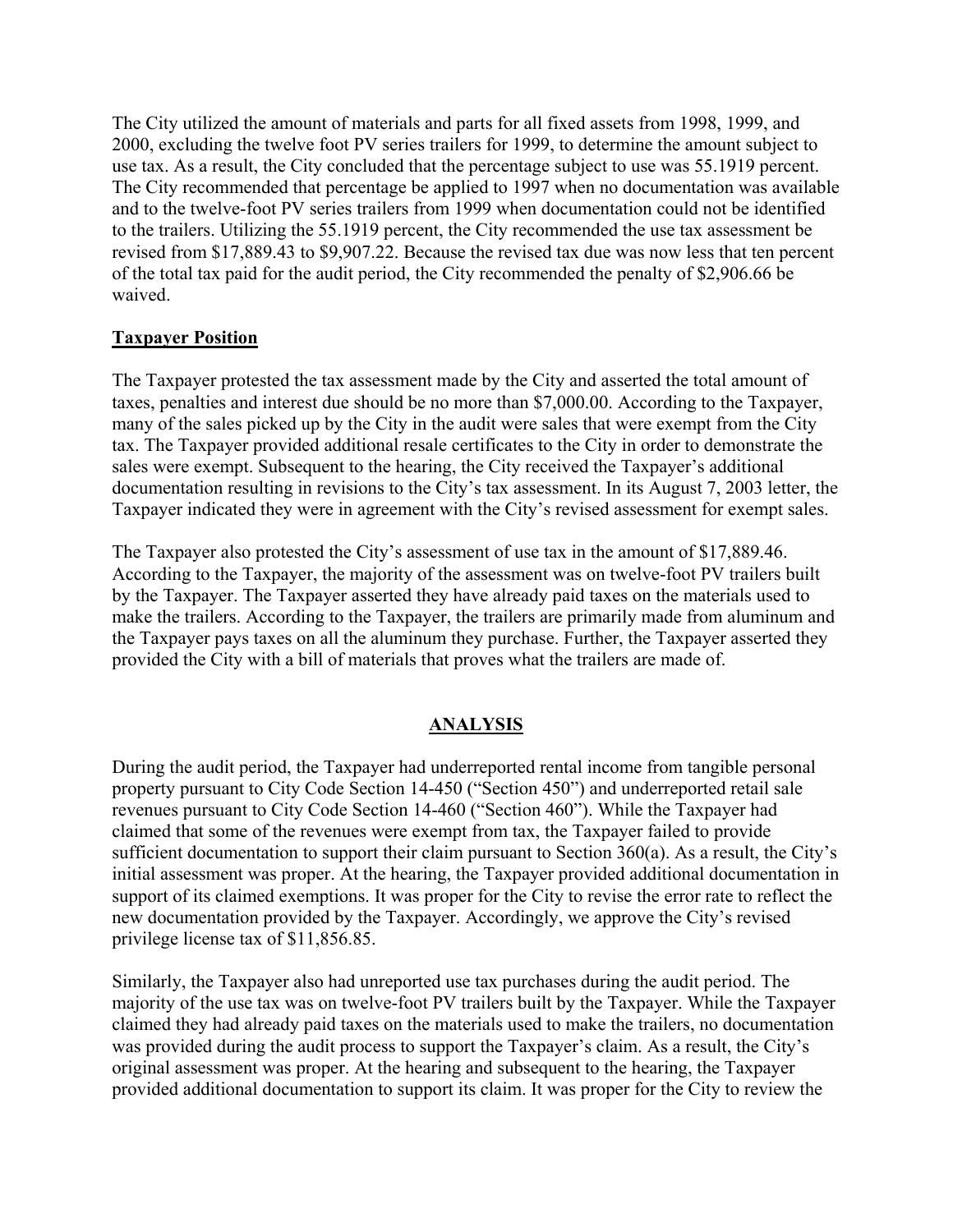The City utilized the amount of materials and parts for all fixed assets from 1998, 1999, and 2000, excluding the twelve foot PV series trailers for 1999, to determine the amount subject to use tax. As a result, the City concluded that the percentage subject to use was 55.1919 percent. The City recommended that percentage be applied to 1997 when no documentation was available and to the twelve-foot PV series trailers from 1999 when documentation could not be identified to the trailers. Utilizing the 55.1919 percent, the City recommended the use tax assessment be revised from $17,889.43 to $9,907.22. Because the revised tax due was now less that ten percent of the total tax paid for the audit period, the City recommended the penalty of $2,906.66 be waived.

**Taxpayer Position**

The Taxpayer protested the tax assessment made by the City and asserted the total amount of taxes, penalties and interest due should be no more than $7,000.00. According to the Taxpayer, many of the sales picked up by the City in the audit were sales that were exempt from the City tax. The Taxpayer provided additional resale certificates to the City in order to demonstrate the sales were exempt. Subsequent to the hearing, the City received the Taxpayer's additional documentation resulting in revisions to the City's tax assessment. In its August 7, 2003 letter, the Taxpayer indicated they were in agreement with the City's revised assessment for exempt sales.

The Taxpayer also protested the City's assessment of use tax in the amount of $17,889.46. According to the Taxpayer, the majority of the assessment was on twelve-foot PV trailers built by the Taxpayer. The Taxpayer asserted they have already paid taxes on the materials used to make the trailers. According to the Taxpayer, the trailers are primarily made from aluminum and the Taxpayer pays taxes on all the aluminum they purchase. Further, the Taxpayer asserted they provided the City with a bill of materials that proves what the trailers are made of.

## ANALYSIS

During the audit period, the Taxpayer had underreported rental income from tangible personal property pursuant to City Code Section 14-450 ("Section 450") and underreported retail sale revenues pursuant to City Code Section 14-460 ("Section 460"). While the Taxpayer had claimed that some of the revenues were exempt from tax, the Taxpayer failed to provide sufficient documentation to support their claim pursuant to Section 360(a). As a result, the City's initial assessment was proper. At the hearing, the Taxpayer provided additional documentation in support of its claimed exemptions. It was proper for the City to revise the error rate to reflect the new documentation provided by the Taxpayer. Accordingly, we approve the City's revised privilege license tax of $11,856.85.

Similarly, the Taxpayer also had unreported use tax purchases during the audit period. The majority of the use tax was on twelve-foot PV trailers built by the Taxpayer. While the Taxpayer claimed they had already paid taxes on the materials used to make the trailers, no documentation was provided during the audit process to support the Taxpayer's claim. As a result, the City's original assessment was proper. At the hearing and subsequent to the hearing, the Taxpayer provided additional documentation to support its claim. It was proper for the City to review the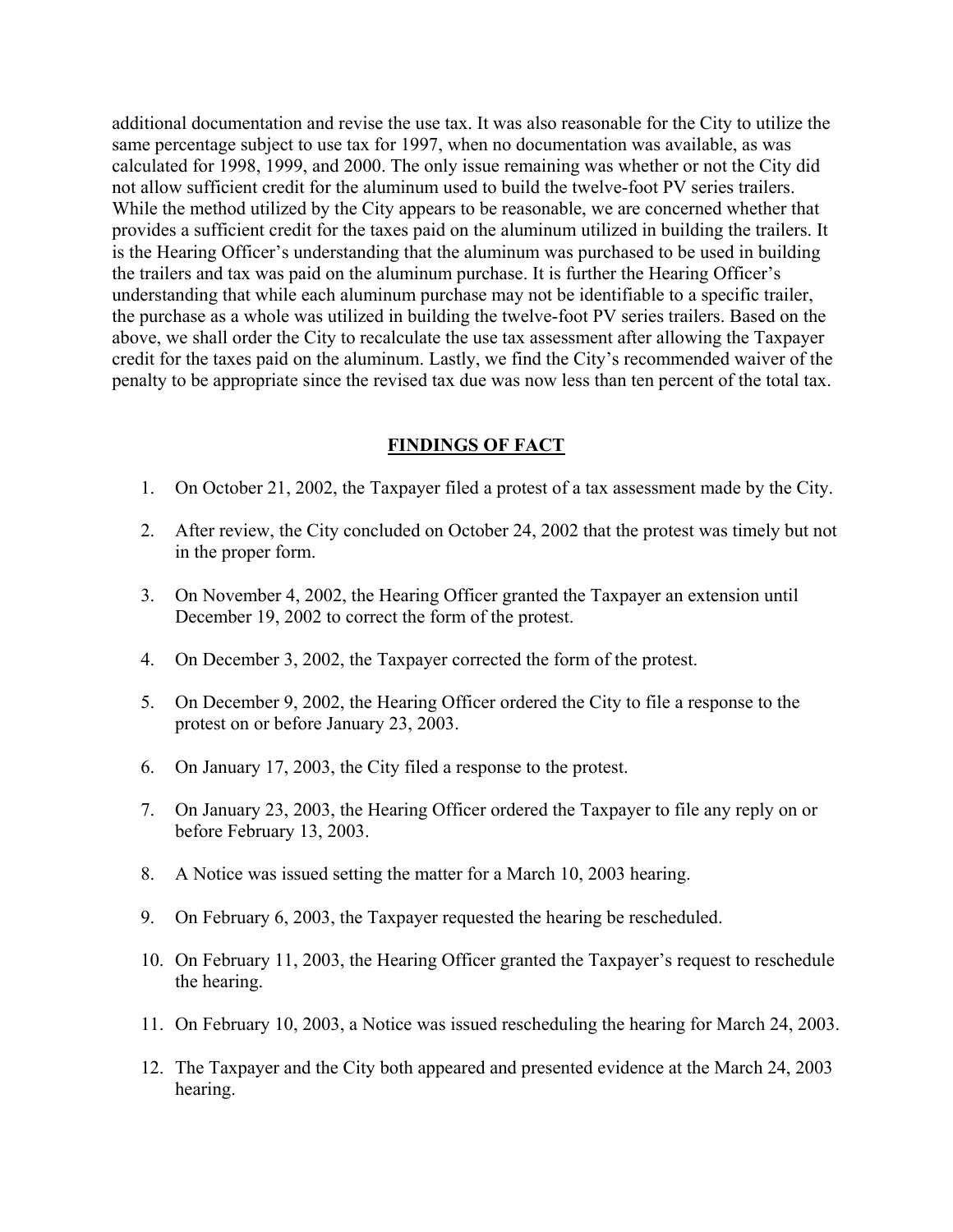additional documentation and revise the use tax. It was also reasonable for the City to utilize the same percentage subject to use tax for 1997, when no documentation was available, as was calculated for 1998, 1999, and 2000. The only issue remaining was whether or not the City did not allow sufficient credit for the aluminum used to build the twelve-foot PV series trailers. While the method utilized by the City appears to be reasonable, we are concerned whether that provides a sufficient credit for the taxes paid on the aluminum utilized in building the trailers. It is the Hearing Officer's understanding that the aluminum was purchased to be used in building the trailers and tax was paid on the aluminum purchase. It is further the Hearing Officer's understanding that while each aluminum purchase may not be identifiable to a specific trailer, the purchase as a whole was utilized in building the twelve-foot PV series trailers. Based on the above, we shall order the City to recalculate the use tax assessment after allowing the Taxpayer credit for the taxes paid on the aluminum. Lastly, we find the City's recommended waiver of the penalty to be appropriate since the revised tax due was now less than ten percent of the total tax.

## FINDINGS OF FACT

1. On October 21, 2002, the Taxpayer filed a protest of a tax assessment made by the City.
2. After review, the City concluded on October 24, 2002 that the protest was timely but not in the proper form.
3. On November 4, 2002, the Hearing Officer granted the Taxpayer an extension until December 19, 2002 to correct the form of the protest.
4. On December 3, 2002, the Taxpayer corrected the form of the protest.
5. On December 9, 2002, the Hearing Officer ordered the City to file a response to the protest on or before January 23, 2003.
6. On January 17, 2003, the City filed a response to the protest.
7. On January 23, 2003, the Hearing Officer ordered the Taxpayer to file any reply on or before February 13, 2003.
8. A Notice was issued setting the matter for a March 10, 2003 hearing.
9. On February 6, 2003, the Taxpayer requested the hearing be rescheduled.
10. On February 11, 2003, the Hearing Officer granted the Taxpayer's request to reschedule the hearing.
11. On February 10, 2003, a Notice was issued rescheduling the hearing for March 24, 2003.
12. The Taxpayer and the City both appeared and presented evidence at the March 24, 2003 hearing.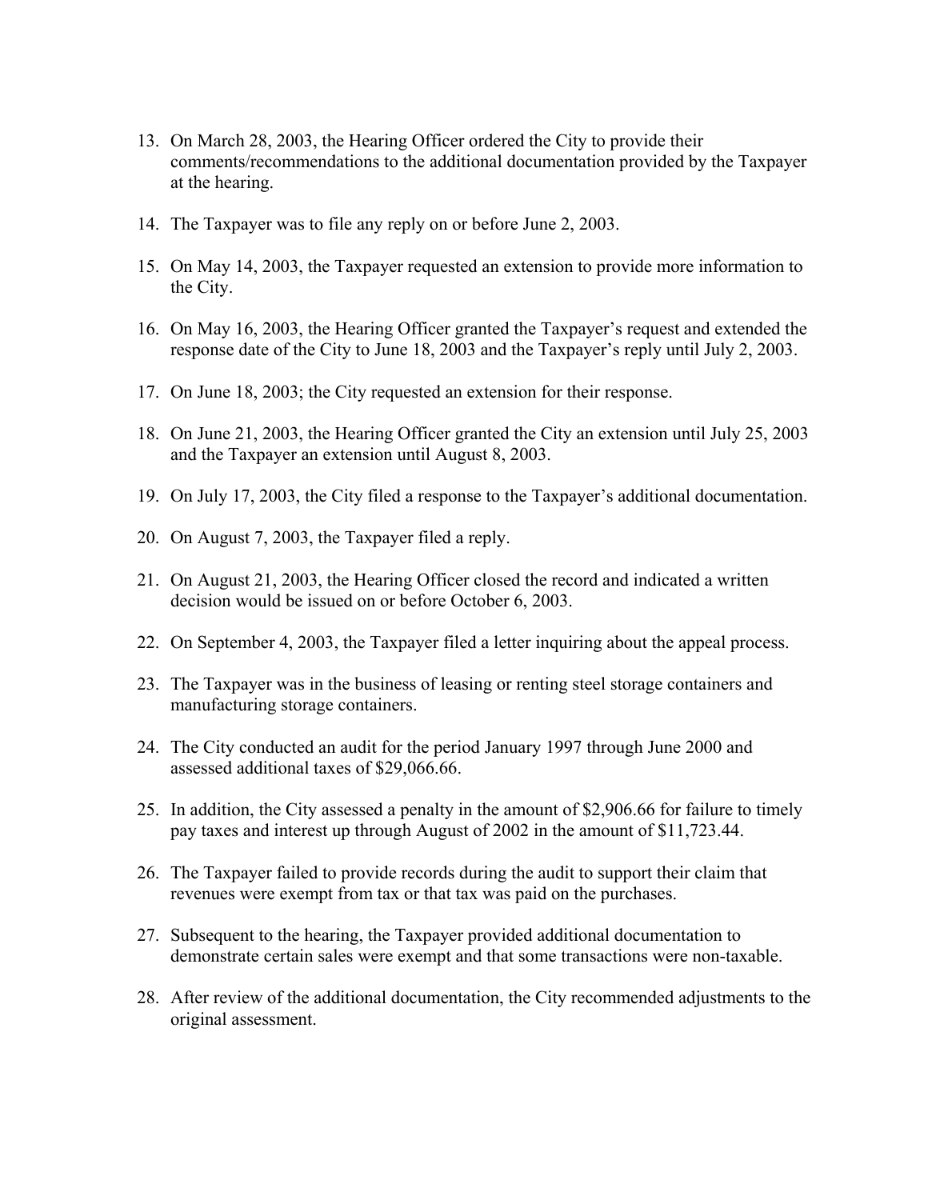13. On March 28, 2003, the Hearing Officer ordered the City to provide their comments/recommendations to the additional documentation provided by the Taxpayer at the hearing.

14. The Taxpayer was to file any reply on or before June 2, 2003.

15. On May 14, 2003, the Taxpayer requested an extension to provide more information to the City.

16. On May 16, 2003, the Hearing Officer granted the Taxpayer's request and extended the response date of the City to June 18, 2003 and the Taxpayer's reply until July 2, 2003.

17. On June 18, 2003; the City requested an extension for their response.

18. On June 21, 2003, the Hearing Officer granted the City an extension until July 25, 2003 and the Taxpayer an extension until August 8, 2003.

19. On July 17, 2003, the City filed a response to the Taxpayer's additional documentation.

20. On August 7, 2003, the Taxpayer filed a reply.

21. On August 21, 2003, the Hearing Officer closed the record and indicated a written decision would be issued on or before October 6, 2003.

22. On September 4, 2003, the Taxpayer filed a letter inquiring about the appeal process.

23. The Taxpayer was in the business of leasing or renting steel storage containers and manufacturing storage containers.

24. The City conducted an audit for the period January 1997 through June 2000 and assessed additional taxes of $29,066.66.

25. In addition, the City assessed a penalty in the amount of $2,906.66 for failure to timely pay taxes and interest up through August of 2002 in the amount of $11,723.44.

26. The Taxpayer failed to provide records during the audit to support their claim that revenues were exempt from tax or that tax was paid on the purchases.

27. Subsequent to the hearing, the Taxpayer provided additional documentation to demonstrate certain sales were exempt and that some transactions were non-taxable.

28. After review of the additional documentation, the City recommended adjustments to the original assessment.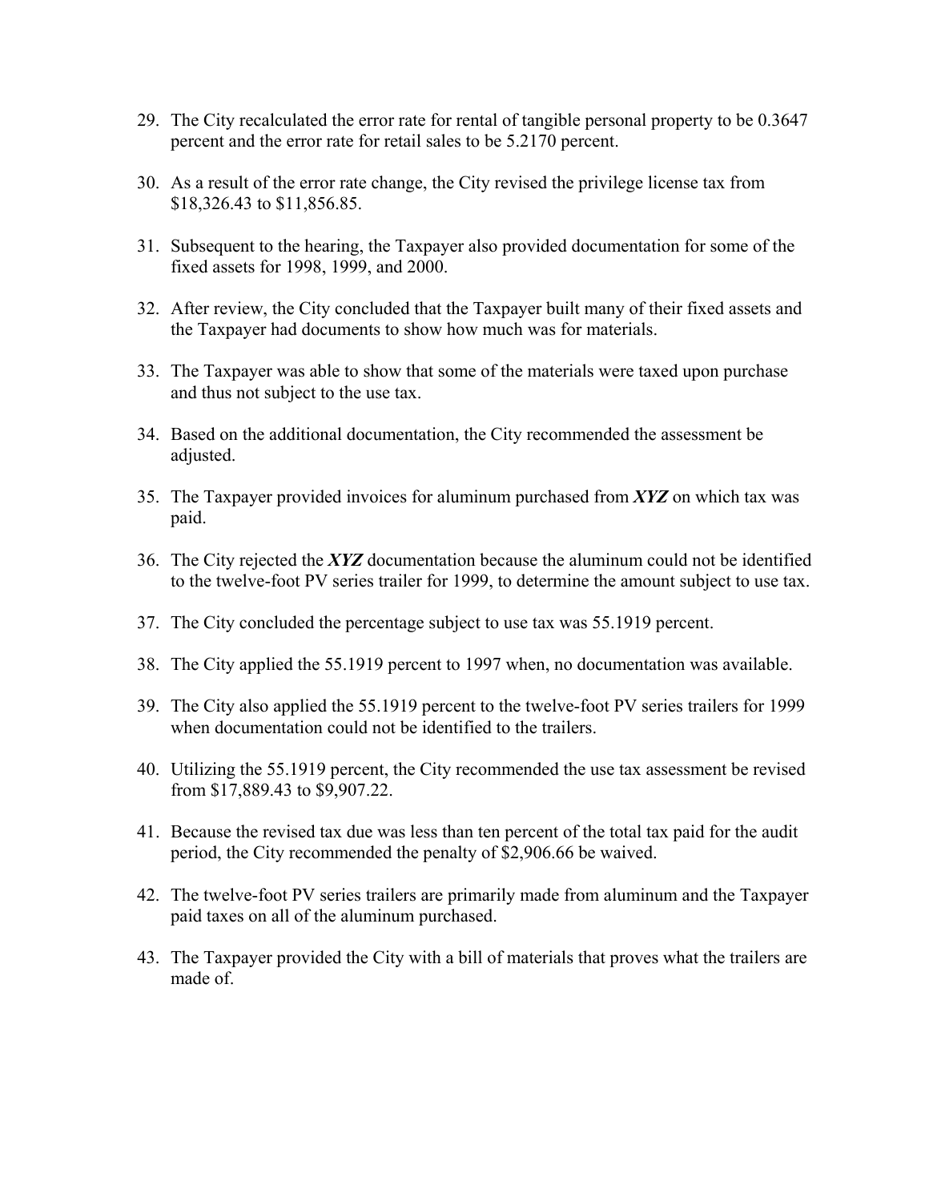29. The City recalculated the error rate for rental of tangible personal property to be 0.3647 percent and the error rate for retail sales to be 5.2170 percent.

30. As a result of the error rate change, the City revised the privilege license tax from $18,326.43 to $11,856.85.

31. Subsequent to the hearing, the Taxpayer also provided documentation for some of the fixed assets for 1998, 1999, and 2000.

32. After review, the City concluded that the Taxpayer built many of their fixed assets and the Taxpayer had documents to show how much was for materials.

33. The Taxpayer was able to show that some of the materials were taxed upon purchase and thus not subject to the use tax.

34. Based on the additional documentation, the City recommended the assessment be adjusted.

35. The Taxpayer provided invoices for aluminum purchased from ***XYZ*** on which tax was paid.

36. The City rejected the ***XYZ*** documentation because the aluminum could not be identified to the twelve-foot PV series trailer for 1999, to determine the amount subject to use tax.

37. The City concluded the percentage subject to use tax was 55.1919 percent.

38. The City applied the 55.1919 percent to 1997 when, no documentation was available.

39. The City also applied the 55.1919 percent to the twelve-foot PV series trailers for 1999 when documentation could not be identified to the trailers.

40. Utilizing the 55.1919 percent, the City recommended the use tax assessment be revised from $17,889.43 to $9,907.22.

41. Because the revised tax due was less than ten percent of the total tax paid for the audit period, the City recommended the penalty of $2,906.66 be waived.

42. The twelve-foot PV series trailers are primarily made from aluminum and the Taxpayer paid taxes on all of the aluminum purchased.

43. The Taxpayer provided the City with a bill of materials that proves what the trailers are made of.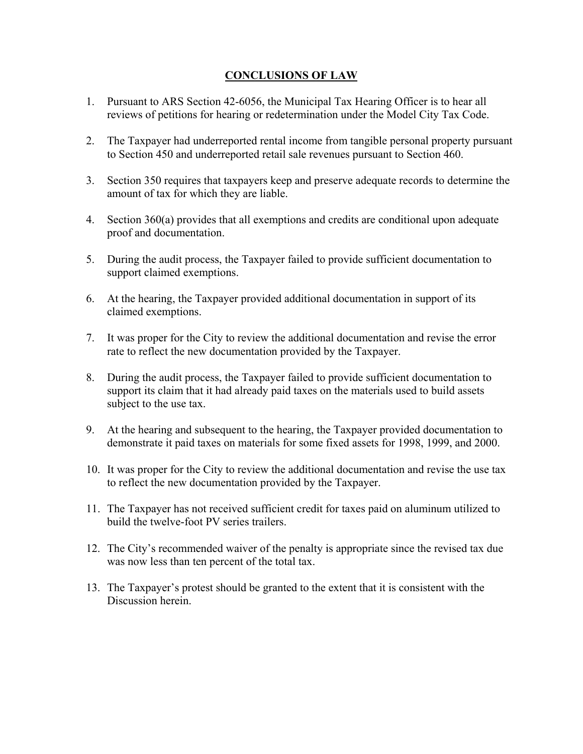## CONCLUSIONS OF LAW

1. Pursuant to ARS Section 42-6056, the Municipal Tax Hearing Officer is to hear all reviews of petitions for hearing or redetermination under the Model City Tax Code.

2. The Taxpayer had underreported rental income from tangible personal property pursuant to Section 450 and underreported retail sale revenues pursuant to Section 460.

3. Section 350 requires that taxpayers keep and preserve adequate records to determine the amount of tax for which they are liable.

4. Section 360(a) provides that all exemptions and credits are conditional upon adequate proof and documentation.

5. During the audit process, the Taxpayer failed to provide sufficient documentation to support claimed exemptions.

6. At the hearing, the Taxpayer provided additional documentation in support of its claimed exemptions.

7. It was proper for the City to review the additional documentation and revise the error rate to reflect the new documentation provided by the Taxpayer.

8. During the audit process, the Taxpayer failed to provide sufficient documentation to support its claim that it had already paid taxes on the materials used to build assets subject to the use tax.

9. At the hearing and subsequent to the hearing, the Taxpayer provided documentation to demonstrate it paid taxes on materials for some fixed assets for 1998, 1999, and 2000.

10. It was proper for the City to review the additional documentation and revise the use tax to reflect the new documentation provided by the Taxpayer.

11. The Taxpayer has not received sufficient credit for taxes paid on aluminum utilized to build the twelve-foot PV series trailers.

12. The City's recommended waiver of the penalty is appropriate since the revised tax due was now less than ten percent of the total tax.

13. The Taxpayer's protest should be granted to the extent that it is consistent with the Discussion herein.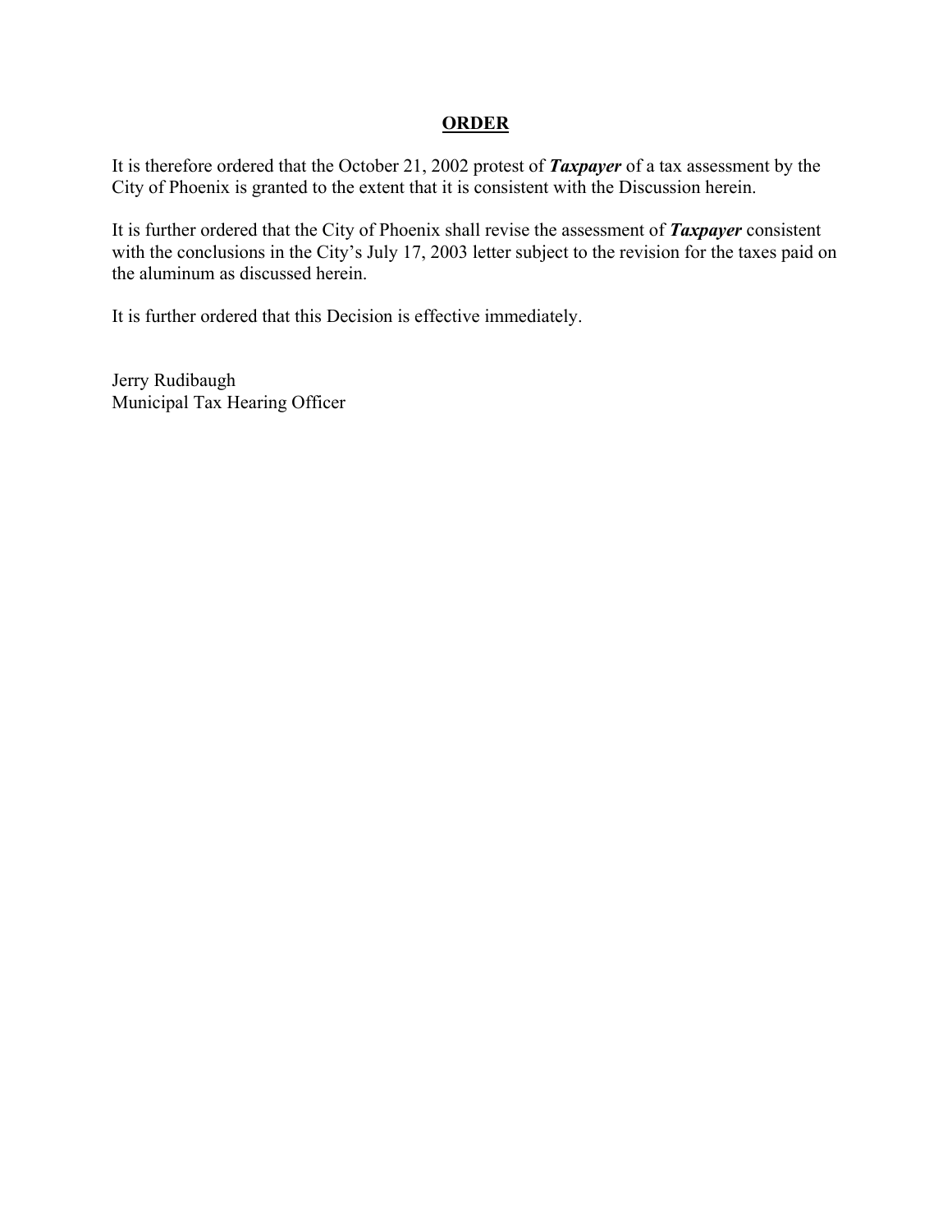## ORDER

It is therefore ordered that the October 21, 2002 protest of ***Taxpayer*** of a tax assessment by the City of Phoenix is granted to the extent that it is consistent with the Discussion herein.

It is further ordered that the City of Phoenix shall revise the assessment of ***Taxpayer*** consistent with the conclusions in the City's July 17, 2003 letter subject to the revision for the taxes paid on the aluminum as discussed herein.

It is further ordered that this Decision is effective immediately.

Jerry Rudibaugh
Municipal Tax Hearing Officer